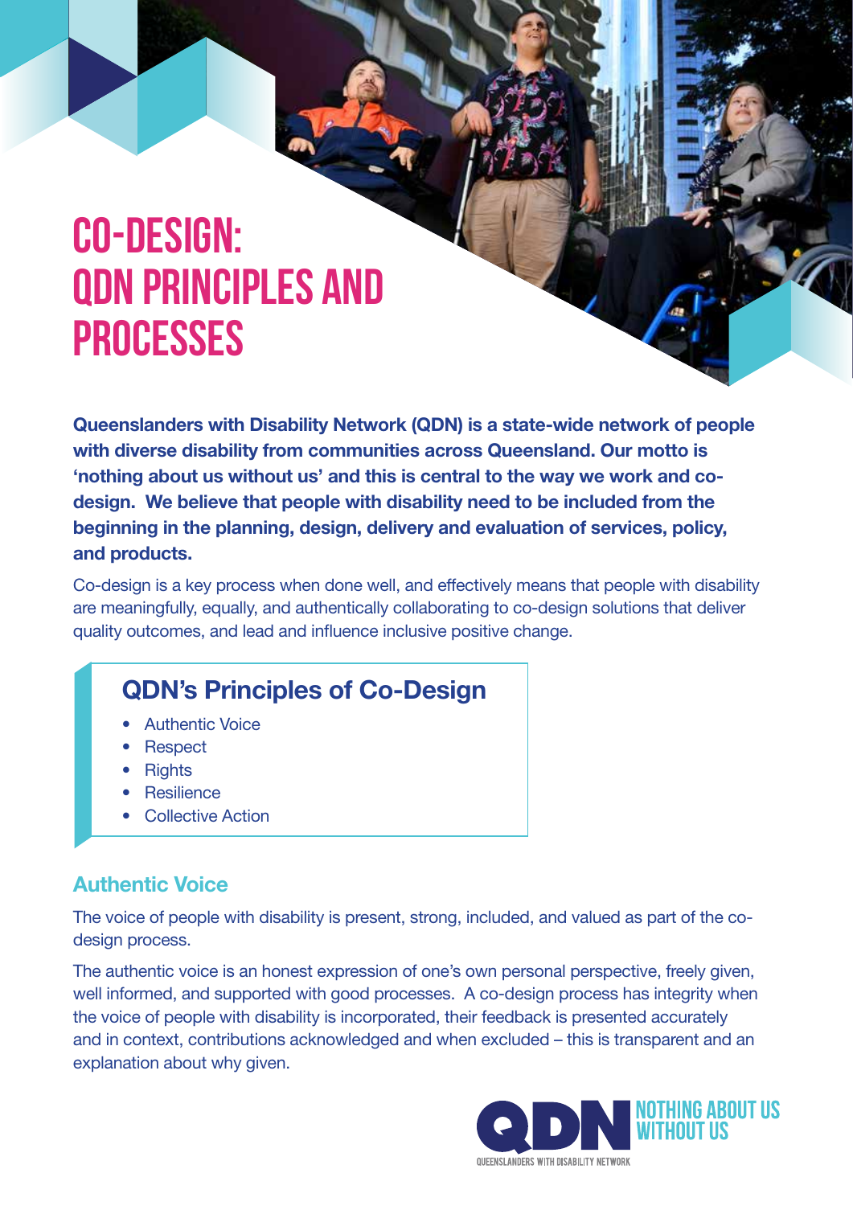# CO-DESIGN: QDN PRINCIPLES AND PROCESSES

**Queenslanders with Disability Network (QDN) is a state-wide network of people with diverse disability from communities across Queensland. Our motto is 'nothing about us without us' and this is central to the way we work and co-design. We believe that people with disability need to be included from the beginning in the planning, design, delivery and evaluation of services, policy, and products.**

Co-design is a key process when done well, and effectively means that people with disability are meaningfully, equally, and authentically collaborating to co-design solutions that deliver quality outcomes, and lead and influence inclusive positive change.

## QDN's Principles of Co-Design

- Authentic Voice
- Respect
- Rights
- Resilience
- Collective Action

### Authentic Voice

The voice of people with disability is present, strong, included, and valued as part of the co-design process.

The authentic voice is an honest expression of one's own personal perspective, freely given, well informed, and supported with good processes. A co-design process has integrity when the voice of people with disability is incorporated, their feedback is presented accurately and in context, contributions acknowledged and when excluded – this is transparent and an explanation about why given.

QDN NOTHING ABOUT US WITHOUT US
QUEENSLANDERS WITH DISABILITY NETWORK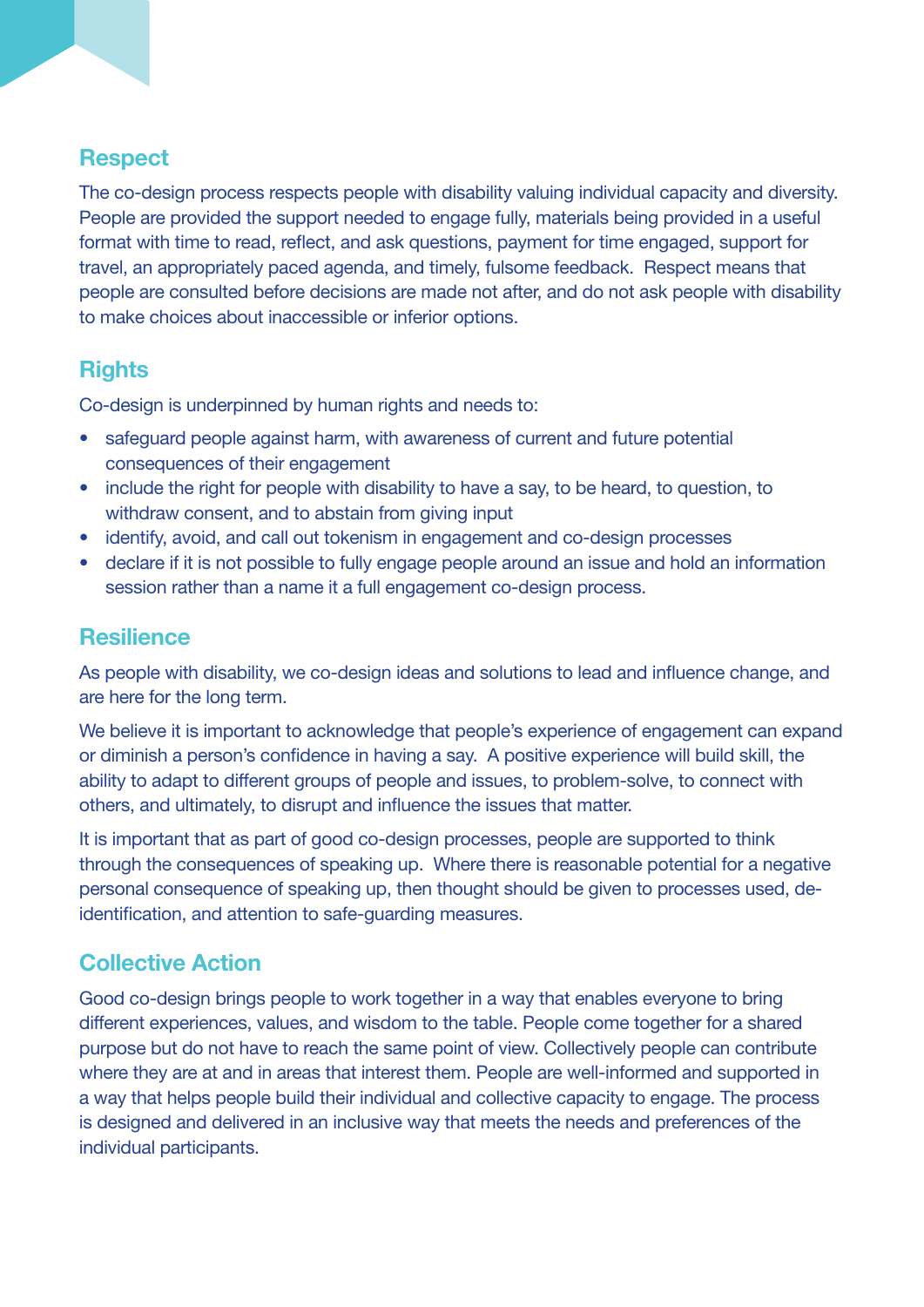## Respect

The co-design process respects people with disability valuing individual capacity and diversity. People are provided the support needed to engage fully, materials being provided in a useful format with time to read, reflect, and ask questions, payment for time engaged, support for travel, an appropriately paced agenda, and timely, fulsome feedback. Respect means that people are consulted before decisions are made not after, and do not ask people with disability to make choices about inaccessible or inferior options.

## Rights

Co-design is underpinned by human rights and needs to:

- safeguard people against harm, with awareness of current and future potential consequences of their engagement
- include the right for people with disability to have a say, to be heard, to question, to withdraw consent, and to abstain from giving input
- identify, avoid, and call out tokenism in engagement and co-design processes
- declare if it is not possible to fully engage people around an issue and hold an information session rather than a name it a full engagement co-design process.

## Resilience

As people with disability, we co-design ideas and solutions to lead and influence change, and are here for the long term.

We believe it is important to acknowledge that people's experience of engagement can expand or diminish a person's confidence in having a say. A positive experience will build skill, the ability to adapt to different groups of people and issues, to problem-solve, to connect with others, and ultimately, to disrupt and influence the issues that matter.

It is important that as part of good co-design processes, people are supported to think through the consequences of speaking up. Where there is reasonable potential for a negative personal consequence of speaking up, then thought should be given to processes used, de-identification, and attention to safe-guarding measures.

## Collective Action

Good co-design brings people to work together in a way that enables everyone to bring different experiences, values, and wisdom to the table. People come together for a shared purpose but do not have to reach the same point of view. Collectively people can contribute where they are at and in areas that interest them. People are well-informed and supported in a way that helps people build their individual and collective capacity to engage. The process is designed and delivered in an inclusive way that meets the needs and preferences of the individual participants.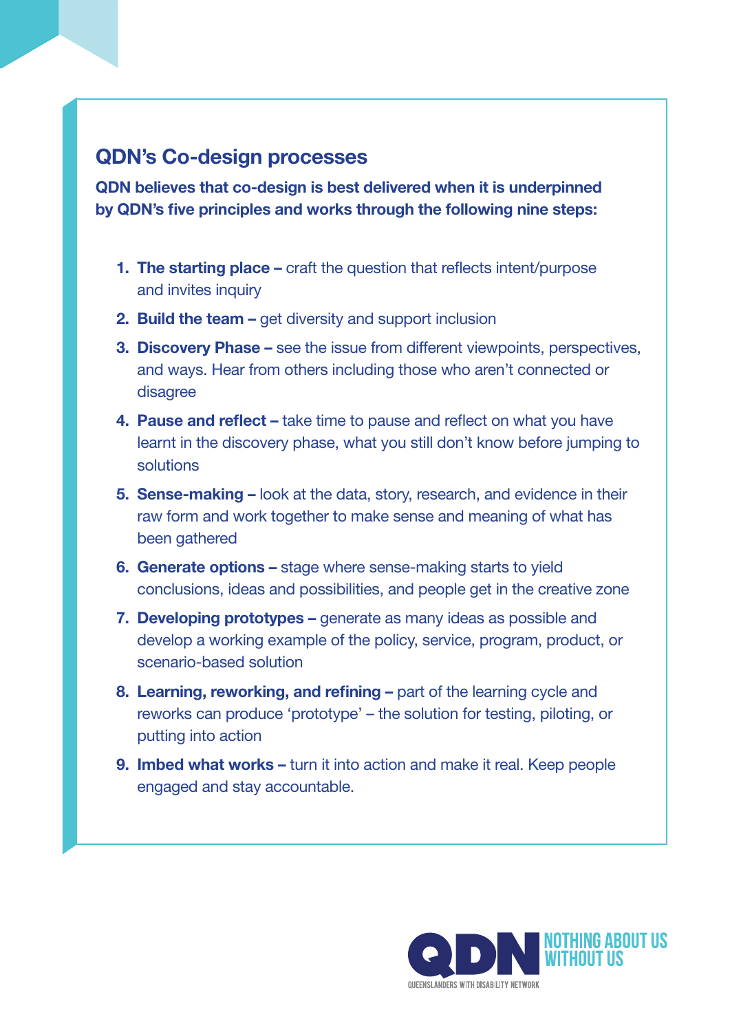## QDN's Co-design processes

**QDN believes that co-design is best delivered when it is underpinned by QDN's five principles and works through the following nine steps:**

1. **The starting place –** craft the question that reflects intent/purpose and invites inquiry
2. **Build the team –** get diversity and support inclusion
3. **Discovery Phase –** see the issue from different viewpoints, perspectives, and ways. Hear from others including those who aren't connected or disagree
4. **Pause and reflect –** take time to pause and reflect on what you have learnt in the discovery phase, what you still don't know before jumping to solutions
5. **Sense-making –** look at the data, story, research, and evidence in their raw form and work together to make sense and meaning of what has been gathered
6. **Generate options –** stage where sense-making starts to yield conclusions, ideas and possibilities, and people get in the creative zone
7. **Developing prototypes –** generate as many ideas as possible and develop a working example of the policy, service, program, product, or scenario-based solution
8. **Learning, reworking, and refining –** part of the learning cycle and reworks can produce 'prototype' – the solution for testing, piloting, or putting into action
9. **Imbed what works –** turn it into action and make it real. Keep people engaged and stay accountable.

QDN
QUEENSLANDERS WITH DISABILITY NETWORK
NOTHING ABOUT US WITHOUT US